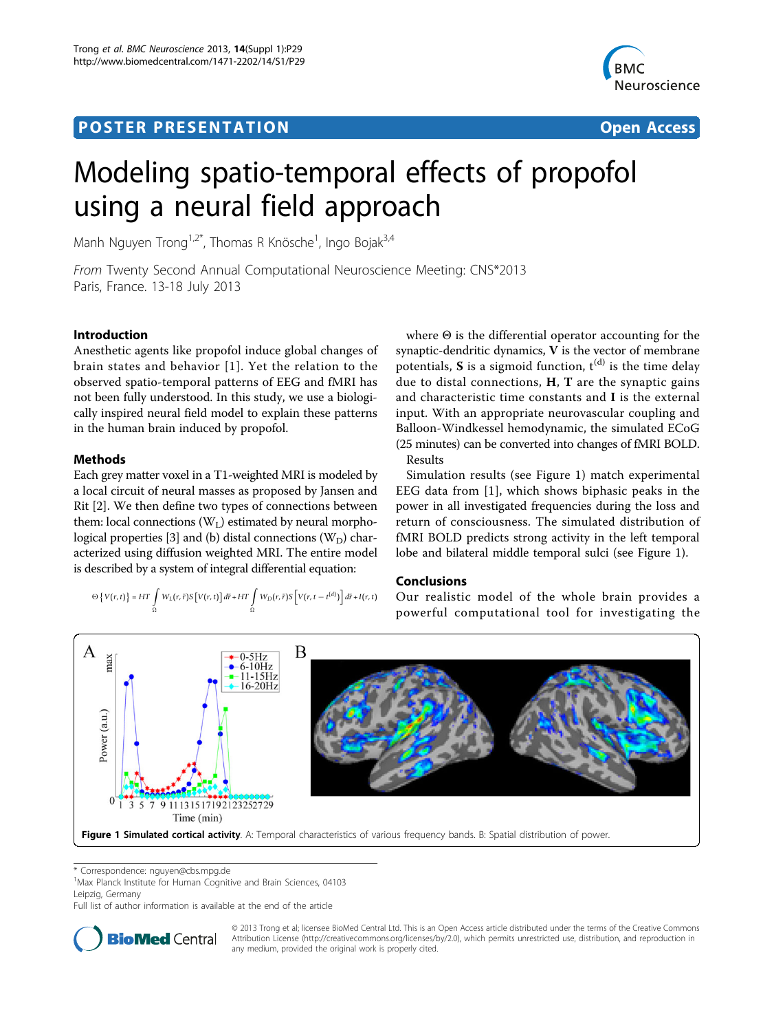POSTER PRESENTATION | Open Access

# Modeling spatio-temporal effects of propofol using a neural field approach

Manh Nguyen Trong[1,2*], Thomas R Knösche[1], Ingo Bojak[3,4]

*From* Twenty Second Annual Computational Neuroscience Meeting: CNS*2013
Paris, France. 13-18 July 2013

## Introduction

Anesthetic agents like propofol induce global changes of brain states and behavior [1]. Yet the relation to the observed spatio-temporal patterns of EEG and fMRI has not been fully understood. In this study, we use a biologically inspired neural field model to explain these patterns in the human brain induced by propofol.

## Methods

Each grey matter voxel in a T1-weighted MRI is modeled by a local circuit of neural masses as proposed by Jansen and Rit [2]. We then define two types of connections between them: local connections ($W_L$) estimated by neural morphological properties [3] and (b) distal connections ($W_D$) characterized using diffusion weighted MRI. The entire model is described by a system of integral differential equation:

$$\Theta\{V(r,t)\} = HT\int_{\Omega} W_L(r,\bar{r})S[V(r,t)]\,d\bar{r} + HT\int_{\Omega} W_D(r,\bar{r})S\left[V(r,t-t^{(d)})\right]d\bar{r} + I(r,t)$$

where $\Theta$ is the differential operator accounting for the synaptic-dendritic dynamics, $\mathbf{V}$ is the vector of membrane potentials, $\mathbf{S}$ is a sigmoid function, $t^{(d)}$ is the time delay due to distal connections, $\mathbf{H}$, $\mathbf{T}$ are the synaptic gains and characteristic time constants and $\mathbf{I}$ is the external input. With an appropriate neurovascular coupling and Balloon-Windkessel hemodynamic, the simulated ECoG (25 minutes) can be converted into changes of fMRI BOLD.

Results

Simulation results (see Figure 1) match experimental EEG data from [1], which shows biphasic peaks in the power in all investigated frequencies during the loss and return of consciousness. The simulated distribution of fMRI BOLD predicts strong activity in the left temporal lobe and bilateral middle temporal sulci (see Figure 1).

## Conclusions

Our realistic model of the whole brain provides a powerful computational tool for investigating the

**Figure 1 Simulated cortical activity**. A: Temporal characteristics of various frequency bands. B: Spatial distribution of power.

\* Correspondence: nguyen@cbs.mpg.de
[1]Max Planck Institute for Human Cognitive and Brain Sciences, 04103 Leipzig, Germany
Full list of author information is available at the end of the article

© 2013 Trong et al; licensee BioMed Central Ltd. This is an Open Access article distributed under the terms of the Creative Commons Attribution License (http://creativecommons.org/licenses/by/2.0), which permits unrestricted use, distribution, and reproduction in any medium, provided the original work is properly cited.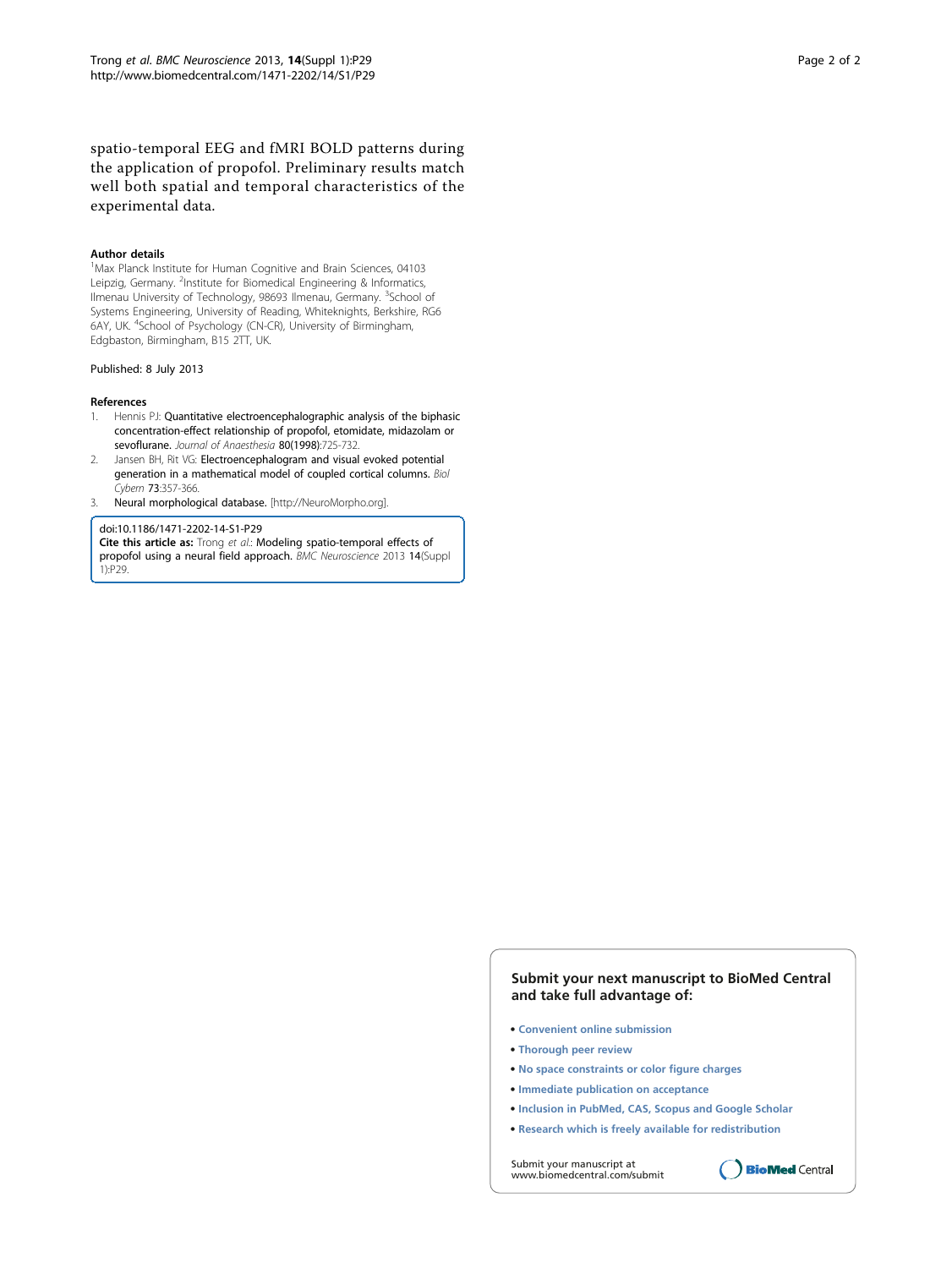spatio-temporal EEG and fMRI BOLD patterns during the application of propofol. Preliminary results match well both spatial and temporal characteristics of the experimental data.

#### Author details

[1]Max Planck Institute for Human Cognitive and Brain Sciences, 04103 Leipzig, Germany. [2]Institute for Biomedical Engineering & Informatics, Ilmenau University of Technology, 98693 Ilmenau, Germany. [3]School of Systems Engineering, University of Reading, Whiteknights, Berkshire, RG6 6AY, UK. [4]School of Psychology (CN-CR), University of Birmingham, Edgbaston, Birmingham, B15 2TT, UK.

Published: 8 July 2013

#### References

1. Hennis PJ: **Quantitative electroencephalographic analysis of the biphasic concentration-effect relationship of propofol, etomidate, midazolam or sevoflurane.** *Journal of Anaesthesia* **80(1998)**:725-732.
2. Jansen BH, Rit VG: **Electroencephalogram and visual evoked potential generation in a mathematical model of coupled cortical columns.** *Biol Cybern* **73**:357-366.
3. **Neural morphological database.** [http://NeuroMorpho.org].

doi:10.1186/1471-2202-14-S1-P29
**Cite this article as:** Trong *et al.*: Modeling spatio-temporal effects of propofol using a neural field approach. *BMC Neuroscience* 2013 **14**(Suppl 1):P29.